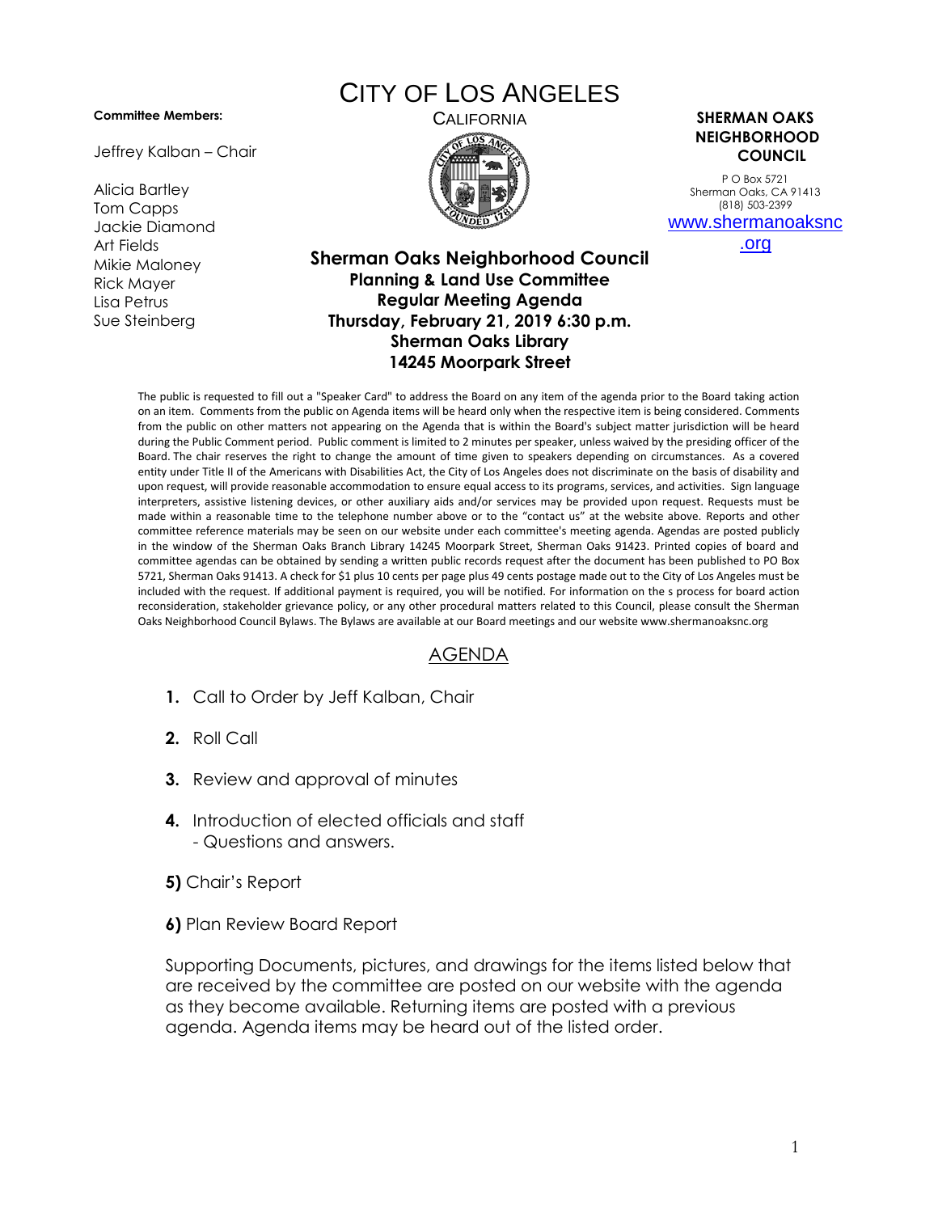**Committee Members:**

Jeffrey Kalban – Chair

Alicia Bartley
Tom Capps
Jackie Diamond
Art Fields
Mikie Maloney
Rick Mayer
Lisa Petrus
Sue Steinberg

# CITY OF LOS ANGELES

CALIFORNIA

**SHERMAN OAKS NEIGHBORHOOD COUNCIL**

P O Box 5721
Sherman Oaks, CA 91413
(818) 503-2399
www.shermanoaksnc.org

## Sherman Oaks Neighborhood Council
### Planning & Land Use Committee
### Regular Meeting Agenda
### Thursday, February 21, 2019 6:30 p.m.
### Sherman Oaks Library
### 14245 Moorpark Street

The public is requested to fill out a "Speaker Card" to address the Board on any item of the agenda prior to the Board taking action on an item. Comments from the public on Agenda items will be heard only when the respective item is being considered. Comments from the public on other matters not appearing on the Agenda that is within the Board's subject matter jurisdiction will be heard during the Public Comment period. Public comment is limited to 2 minutes per speaker, unless waived by the presiding officer of the Board. The chair reserves the right to change the amount of time given to speakers depending on circumstances. As a covered entity under Title II of the Americans with Disabilities Act, the City of Los Angeles does not discriminate on the basis of disability and upon request, will provide reasonable accommodation to ensure equal access to its programs, services, and activities. Sign language interpreters, assistive listening devices, or other auxiliary aids and/or services may be provided upon request. Requests must be made within a reasonable time to the telephone number above or to the "contact us" at the website above. Reports and other committee reference materials may be seen on our website under each committee's meeting agenda. Agendas are posted publicly in the window of the Sherman Oaks Branch Library 14245 Moorpark Street, Sherman Oaks 91423. Printed copies of board and committee agendas can be obtained by sending a written public records request after the document has been published to PO Box 5721, Sherman Oaks 91413. A check for $1 plus 10 cents per page plus 49 cents postage made out to the City of Los Angeles must be included with the request. If additional payment is required, you will be notified. For information on the s process for board action reconsideration, stakeholder grievance policy, or any other procedural matters related to this Council, please consult the Sherman Oaks Neighborhood Council Bylaws. The Bylaws are available at our Board meetings and our website www.shermanoaksnc.org

## AGENDA

1. Call to Order by Jeff Kalban, Chair

2. Roll Call

3. Review and approval of minutes

4. Introduction of elected officials and staff
   - Questions and answers.

**5)** Chair's Report

**6)** Plan Review Board Report

Supporting Documents, pictures, and drawings for the items listed below that are received by the committee are posted on our website with the agenda as they become available. Returning items are posted with a previous agenda. Agenda items may be heard out of the listed order.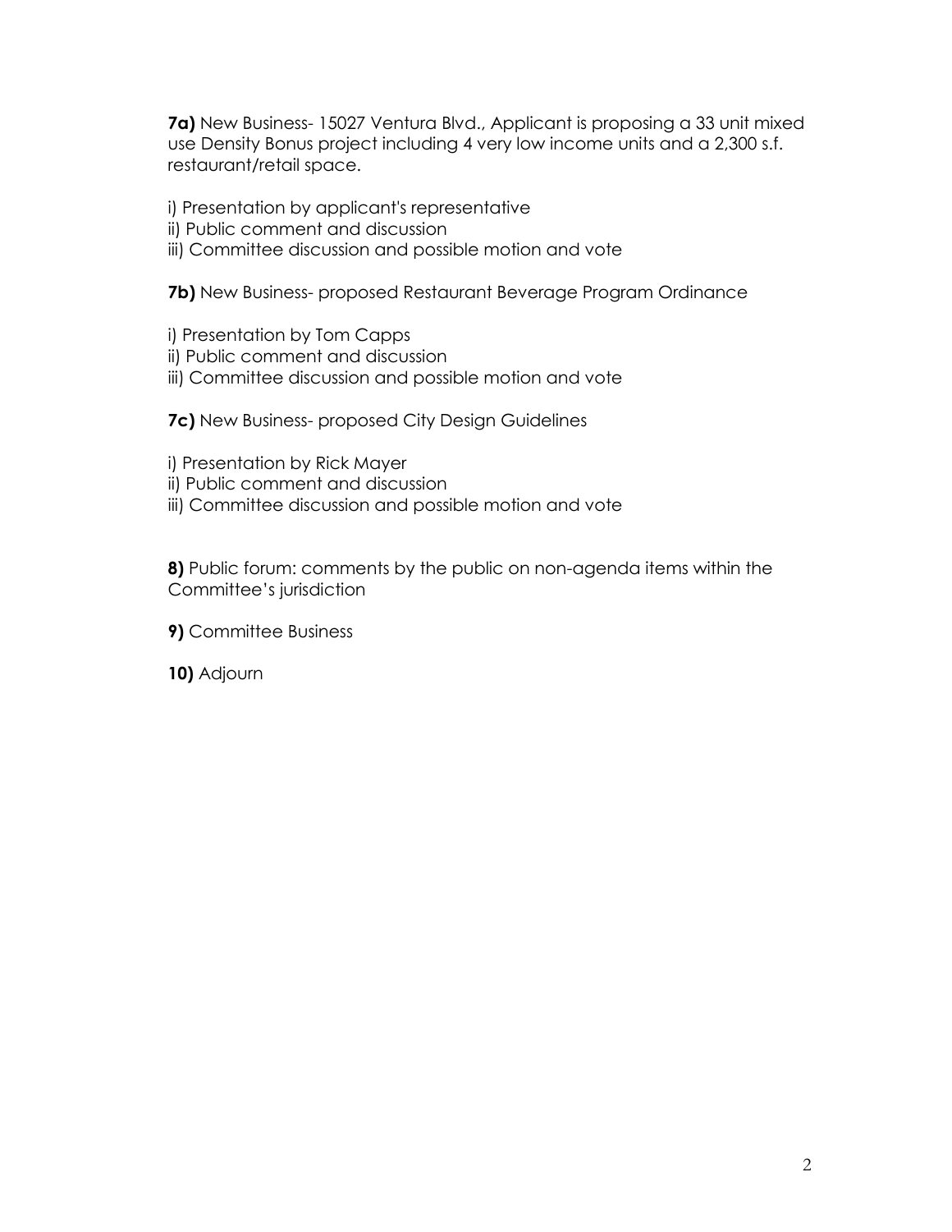**7a)** New Business- 15027 Ventura Blvd., Applicant is proposing a 33 unit mixed use Density Bonus project including 4 very low income units and a 2,300 s.f. restaurant/retail space.

i) Presentation by applicant's representative
ii) Public comment and discussion
iii) Committee discussion and possible motion and vote

**7b)** New Business- proposed Restaurant Beverage Program Ordinance

i) Presentation by Tom Capps
ii) Public comment and discussion
iii) Committee discussion and possible motion and vote

**7c)** New Business- proposed City Design Guidelines

i) Presentation by Rick Mayer
ii) Public comment and discussion
iii) Committee discussion and possible motion and vote

**8)** Public forum: comments by the public on non-agenda items within the Committee's jurisdiction

**9)** Committee Business

**10)** Adjourn